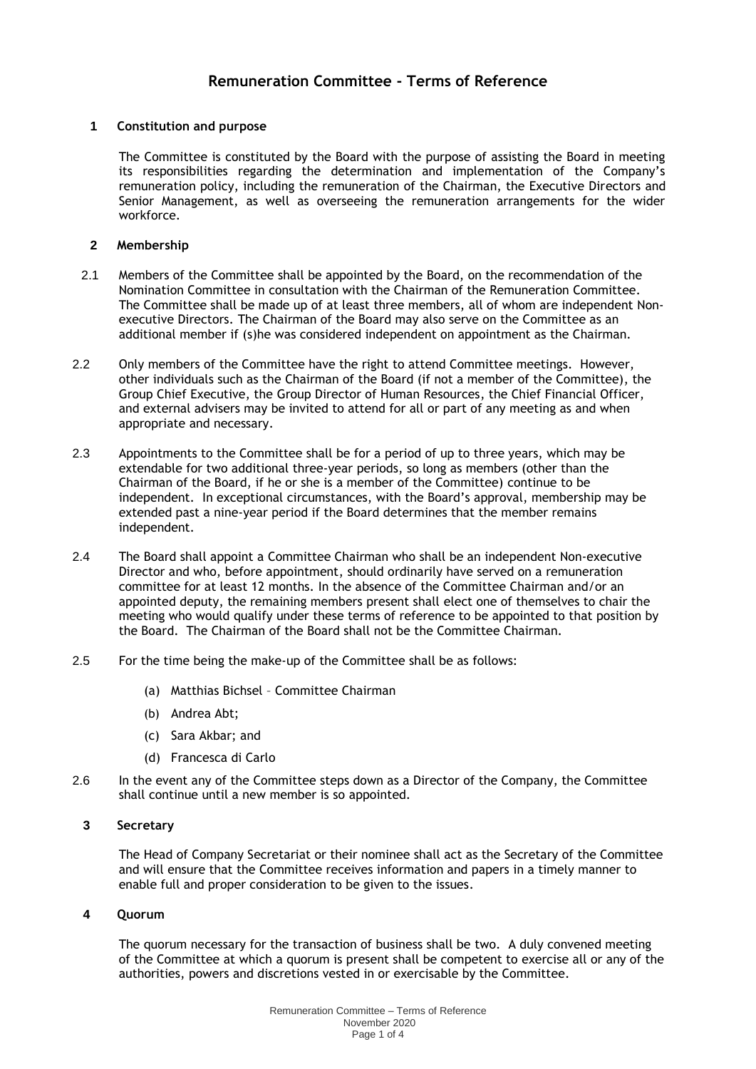# Remuneration Committee - Terms of Reference

## 1 Constitution and purpose

The Committee is constituted by the Board with the purpose of assisting the Board in meeting its responsibilities regarding the determination and implementation of the Company's remuneration policy, including the remuneration of the Chairman, the Executive Directors and Senior Management, as well as overseeing the remuneration arrangements for the wider workforce.

## 2 Membership

2.1 Members of the Committee shall be appointed by the Board, on the recommendation of the Nomination Committee in consultation with the Chairman of the Remuneration Committee. The Committee shall be made up of at least three members, all of whom are independent Non-executive Directors. The Chairman of the Board may also serve on the Committee as an additional member if (s)he was considered independent on appointment as the Chairman.

2.2 Only members of the Committee have the right to attend Committee meetings. However, other individuals such as the Chairman of the Board (if not a member of the Committee), the Group Chief Executive, the Group Director of Human Resources, the Chief Financial Officer, and external advisers may be invited to attend for all or part of any meeting as and when appropriate and necessary.

2.3 Appointments to the Committee shall be for a period of up to three years, which may be extendable for two additional three-year periods, so long as members (other than the Chairman of the Board, if he or she is a member of the Committee) continue to be independent. In exceptional circumstances, with the Board's approval, membership may be extended past a nine-year period if the Board determines that the member remains independent.

2.4 The Board shall appoint a Committee Chairman who shall be an independent Non-executive Director and who, before appointment, should ordinarily have served on a remuneration committee for at least 12 months. In the absence of the Committee Chairman and/or an appointed deputy, the remaining members present shall elect one of themselves to chair the meeting who would qualify under these terms of reference to be appointed to that position by the Board. The Chairman of the Board shall not be the Committee Chairman.

2.5 For the time being the make-up of the Committee shall be as follows:

(a) Matthias Bichsel – Committee Chairman

(b) Andrea Abt;

(c) Sara Akbar; and

(d) Francesca di Carlo

2.6 In the event any of the Committee steps down as a Director of the Company, the Committee shall continue until a new member is so appointed.

## 3 Secretary

The Head of Company Secretariat or their nominee shall act as the Secretary of the Committee and will ensure that the Committee receives information and papers in a timely manner to enable full and proper consideration to be given to the issues.

## 4 Quorum

The quorum necessary for the transaction of business shall be two. A duly convened meeting of the Committee at which a quorum is present shall be competent to exercise all or any of the authorities, powers and discretions vested in or exercisable by the Committee.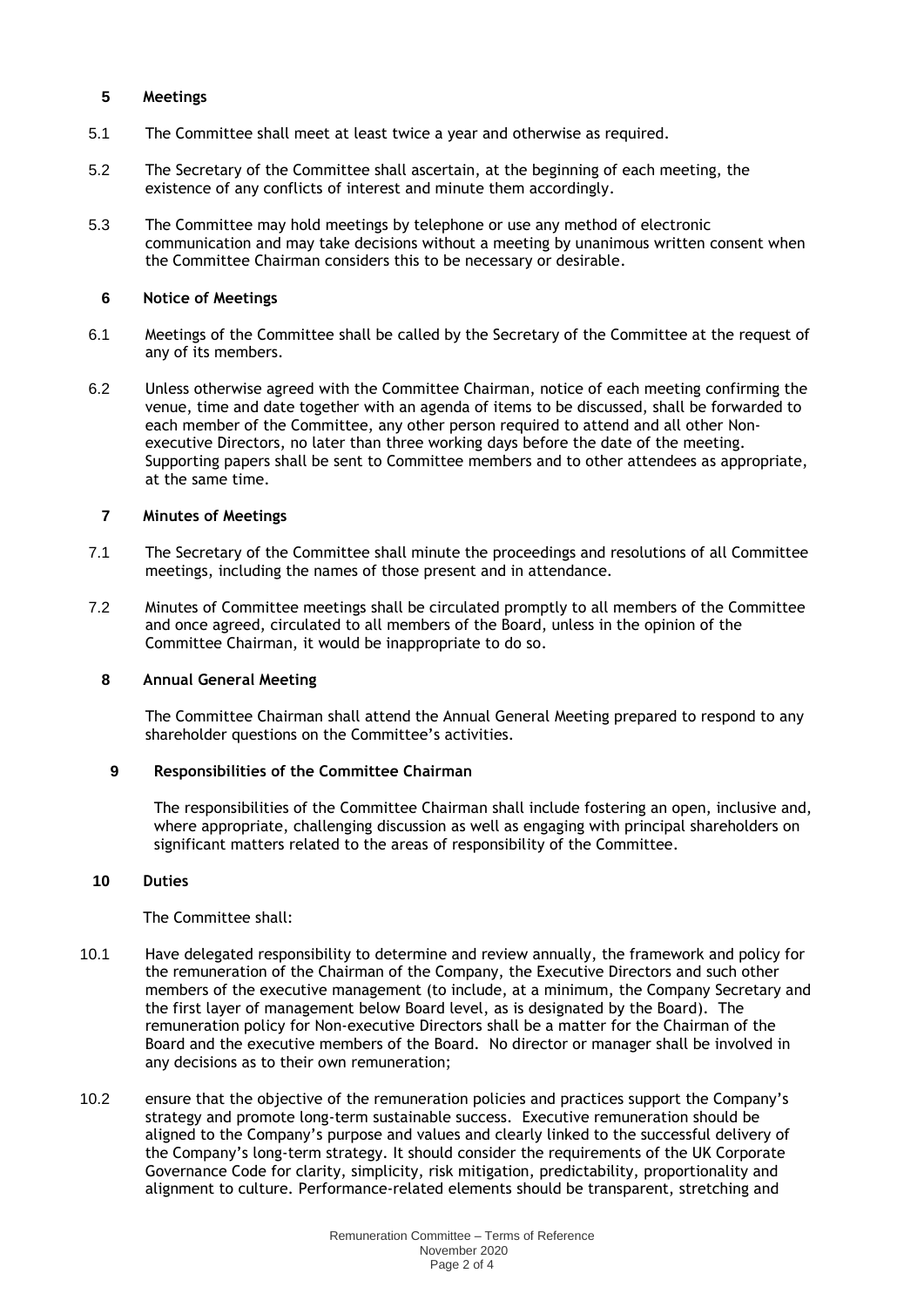## 5 Meetings

5.1 The Committee shall meet at least twice a year and otherwise as required.

5.2 The Secretary of the Committee shall ascertain, at the beginning of each meeting, the existence of any conflicts of interest and minute them accordingly.

5.3 The Committee may hold meetings by telephone or use any method of electronic communication and may take decisions without a meeting by unanimous written consent when the Committee Chairman considers this to be necessary or desirable.

## 6 Notice of Meetings

6.1 Meetings of the Committee shall be called by the Secretary of the Committee at the request of any of its members.

6.2 Unless otherwise agreed with the Committee Chairman, notice of each meeting confirming the venue, time and date together with an agenda of items to be discussed, shall be forwarded to each member of the Committee, any other person required to attend and all other Non-executive Directors, no later than three working days before the date of the meeting. Supporting papers shall be sent to Committee members and to other attendees as appropriate, at the same time.

## 7 Minutes of Meetings

7.1 The Secretary of the Committee shall minute the proceedings and resolutions of all Committee meetings, including the names of those present and in attendance.

7.2 Minutes of Committee meetings shall be circulated promptly to all members of the Committee and once agreed, circulated to all members of the Board, unless in the opinion of the Committee Chairman, it would be inappropriate to do so.

## 8 Annual General Meeting

The Committee Chairman shall attend the Annual General Meeting prepared to respond to any shareholder questions on the Committee's activities.

## 9 Responsibilities of the Committee Chairman

The responsibilities of the Committee Chairman shall include fostering an open, inclusive and, where appropriate, challenging discussion as well as engaging with principal shareholders on significant matters related to the areas of responsibility of the Committee.

## 10 Duties

The Committee shall:

10.1 Have delegated responsibility to determine and review annually, the framework and policy for the remuneration of the Chairman of the Company, the Executive Directors and such other members of the executive management (to include, at a minimum, the Company Secretary and the first layer of management below Board level, as is designated by the Board). The remuneration policy for Non-executive Directors shall be a matter for the Chairman of the Board and the executive members of the Board. No director or manager shall be involved in any decisions as to their own remuneration;

10.2 ensure that the objective of the remuneration policies and practices support the Company's strategy and promote long-term sustainable success. Executive remuneration should be aligned to the Company's purpose and values and clearly linked to the successful delivery of the Company's long-term strategy. It should consider the requirements of the UK Corporate Governance Code for clarity, simplicity, risk mitigation, predictability, proportionality and alignment to culture. Performance-related elements should be transparent, stretching and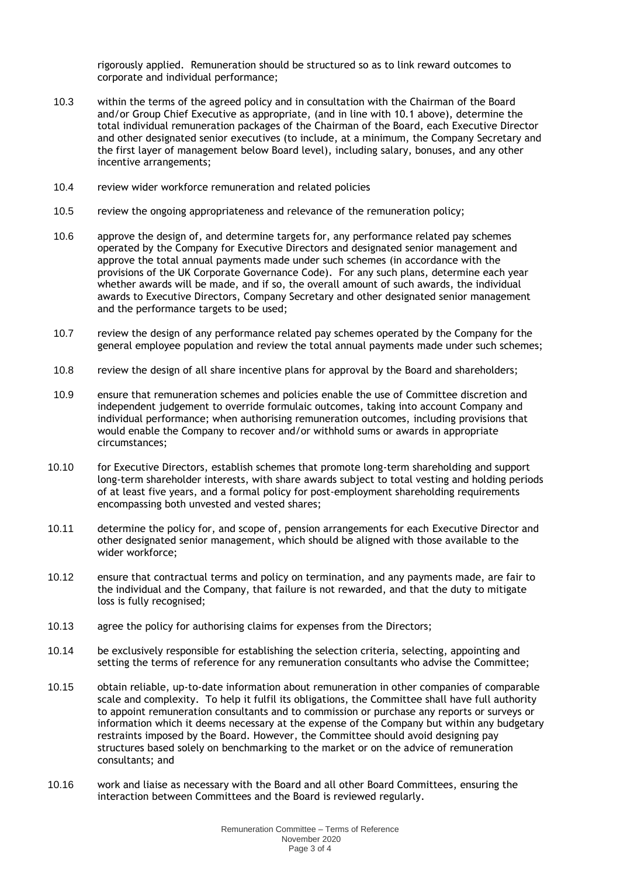rigorously applied. Remuneration should be structured so as to link reward outcomes to corporate and individual performance;

10.3 within the terms of the agreed policy and in consultation with the Chairman of the Board and/or Group Chief Executive as appropriate, (and in line with 10.1 above), determine the total individual remuneration packages of the Chairman of the Board, each Executive Director and other designated senior executives (to include, at a minimum, the Company Secretary and the first layer of management below Board level), including salary, bonuses, and any other incentive arrangements;

10.4 review wider workforce remuneration and related policies

10.5 review the ongoing appropriateness and relevance of the remuneration policy;

10.6 approve the design of, and determine targets for, any performance related pay schemes operated by the Company for Executive Directors and designated senior management and approve the total annual payments made under such schemes (in accordance with the provisions of the UK Corporate Governance Code). For any such plans, determine each year whether awards will be made, and if so, the overall amount of such awards, the individual awards to Executive Directors, Company Secretary and other designated senior management and the performance targets to be used;

10.7 review the design of any performance related pay schemes operated by the Company for the general employee population and review the total annual payments made under such schemes;

10.8 review the design of all share incentive plans for approval by the Board and shareholders;

10.9 ensure that remuneration schemes and policies enable the use of Committee discretion and independent judgement to override formulaic outcomes, taking into account Company and individual performance; when authorising remuneration outcomes, including provisions that would enable the Company to recover and/or withhold sums or awards in appropriate circumstances;

10.10 for Executive Directors, establish schemes that promote long-term shareholding and support long-term shareholder interests, with share awards subject to total vesting and holding periods of at least five years, and a formal policy for post-employment shareholding requirements encompassing both unvested and vested shares;

10.11 determine the policy for, and scope of, pension arrangements for each Executive Director and other designated senior management, which should be aligned with those available to the wider workforce;

10.12 ensure that contractual terms and policy on termination, and any payments made, are fair to the individual and the Company, that failure is not rewarded, and that the duty to mitigate loss is fully recognised;

10.13 agree the policy for authorising claims for expenses from the Directors;

10.14 be exclusively responsible for establishing the selection criteria, selecting, appointing and setting the terms of reference for any remuneration consultants who advise the Committee;

10.15 obtain reliable, up-to-date information about remuneration in other companies of comparable scale and complexity. To help it fulfil its obligations, the Committee shall have full authority to appoint remuneration consultants and to commission or purchase any reports or surveys or information which it deems necessary at the expense of the Company but within any budgetary restraints imposed by the Board. However, the Committee should avoid designing pay structures based solely on benchmarking to the market or on the advice of remuneration consultants; and

10.16 work and liaise as necessary with the Board and all other Board Committees, ensuring the interaction between Committees and the Board is reviewed regularly.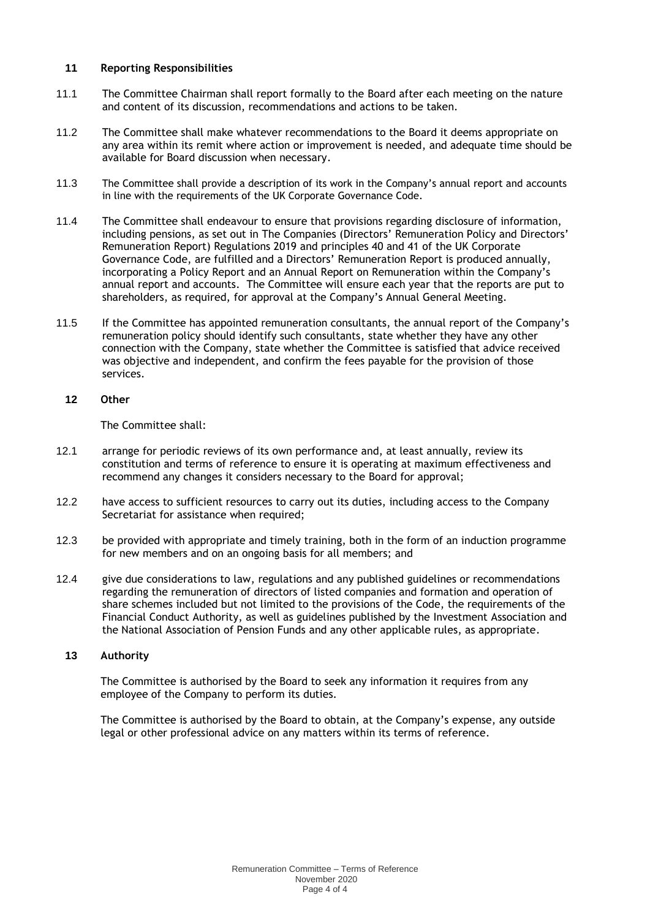## 11 Reporting Responsibilities

11.1 The Committee Chairman shall report formally to the Board after each meeting on the nature and content of its discussion, recommendations and actions to be taken.

11.2 The Committee shall make whatever recommendations to the Board it deems appropriate on any area within its remit where action or improvement is needed, and adequate time should be available for Board discussion when necessary.

11.3 The Committee shall provide a description of its work in the Company's annual report and accounts in line with the requirements of the UK Corporate Governance Code.

11.4 The Committee shall endeavour to ensure that provisions regarding disclosure of information, including pensions, as set out in The Companies (Directors' Remuneration Policy and Directors' Remuneration Report) Regulations 2019 and principles 40 and 41 of the UK Corporate Governance Code, are fulfilled and a Directors' Remuneration Report is produced annually, incorporating a Policy Report and an Annual Report on Remuneration within the Company's annual report and accounts. The Committee will ensure each year that the reports are put to shareholders, as required, for approval at the Company's Annual General Meeting.

11.5 If the Committee has appointed remuneration consultants, the annual report of the Company's remuneration policy should identify such consultants, state whether they have any other connection with the Company, state whether the Committee is satisfied that advice received was objective and independent, and confirm the fees payable for the provision of those services.

## 12 Other

The Committee shall:

12.1 arrange for periodic reviews of its own performance and, at least annually, review its constitution and terms of reference to ensure it is operating at maximum effectiveness and recommend any changes it considers necessary to the Board for approval;

12.2 have access to sufficient resources to carry out its duties, including access to the Company Secretariat for assistance when required;

12.3 be provided with appropriate and timely training, both in the form of an induction programme for new members and on an ongoing basis for all members; and

12.4 give due considerations to law, regulations and any published guidelines or recommendations regarding the remuneration of directors of listed companies and formation and operation of share schemes included but not limited to the provisions of the Code, the requirements of the Financial Conduct Authority, as well as guidelines published by the Investment Association and the National Association of Pension Funds and any other applicable rules, as appropriate.

## 13 Authority

The Committee is authorised by the Board to seek any information it requires from any employee of the Company to perform its duties.

The Committee is authorised by the Board to obtain, at the Company's expense, any outside legal or other professional advice on any matters within its terms of reference.